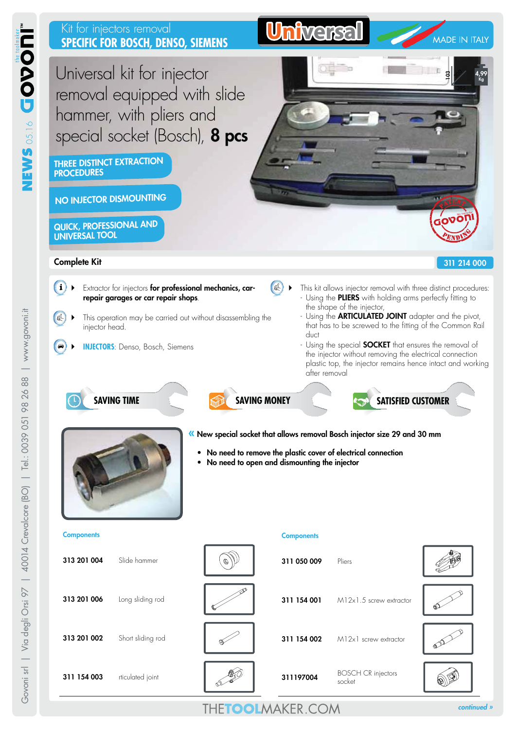Kit for injectors removal

**SPECIFIC FOR BOSCH, DENSO, SIEMENS**

Universal

MADE IN ITALY

# Universal kit for injector removal equipped with slide hammer, with pliers and special socket (Bosch), **8 pcs**

**THREE DISTINCT EXTRACTION PROCEDURES**

**NO INJECTOR DISMOUNTING**

**QUICK, PROFESSIONAL AND UNIVERSAL TOOL**

4,99 Kg

**Complete Kit** — **311 214 000**

- Extractor for injectors **for professional mechanics, car-repair garages or car repair shops**.
- This operation may be carried out without disassembling the injector head.
- **INJECTORS**: Denso, Bosch, Siemens

- This kit allows injector removal with three distinct procedures:
  - Using the **PLIERS** with holding arms perfectly fitting to the shape of the injector,
  - Using the **ARTICULATED JOINT** adapter and the pivot, that has to be screwed to the fitting of the Common Rail duct
  - Using the special **SOCKET** that ensures the removal of the injector without removing the electrical connection plastic top, the injector remains hence intact and working after removal

**SAVING TIME** | **SAVING MONEY** | **SATISFIED CUSTOMER**

« **New special socket that allows removal Bosch injector size 29 and 30 mm**

- **No need to remove the plastic cover of electrical connection**
- **No need to open and dismounting the injector**

**Components**

| Code | Description |
|---|---|
| **313 201 004** | Slide hammer |
| **313 201 006** | Long sliding rod |
| **313 201 002** | Short sliding rod |
| **311 154 003** | rticulated joint |

**Components**

| Code | Description |
|---|---|
| **311 050 009** | Pliers |
| **311 154 001** | M12x1.5 screw extractor |
| **311 154 002** | M12x1 screw extractor |
| **311197004** | BOSCH CR injectors socket |

*continued »*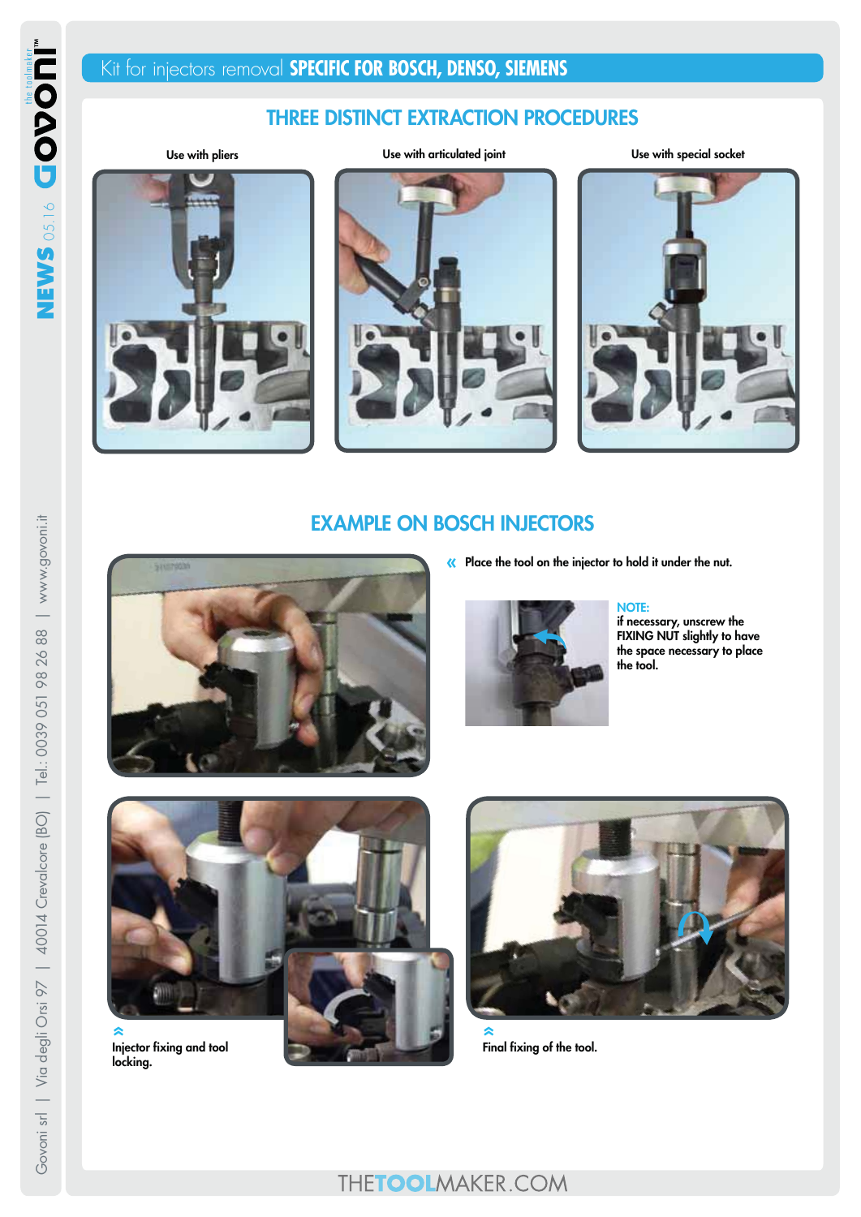# Kit for injectors removal SPECIFIC FOR BOSCH, DENSO, SIEMENS

## THREE DISTINCT EXTRACTION PROCEDURES

Use with pliers

Use with articulated joint

Use with special socket

## EXAMPLE ON BOSCH INJECTORS

« Place the tool on the injector to hold it under the nut.

**NOTE:**
if necessary, unscrew the FIXING NUT slightly to have the space necessary to place the tool.

Injector fixing and tool locking.

Final fixing of the tool.

THETOOLMAKER.COM